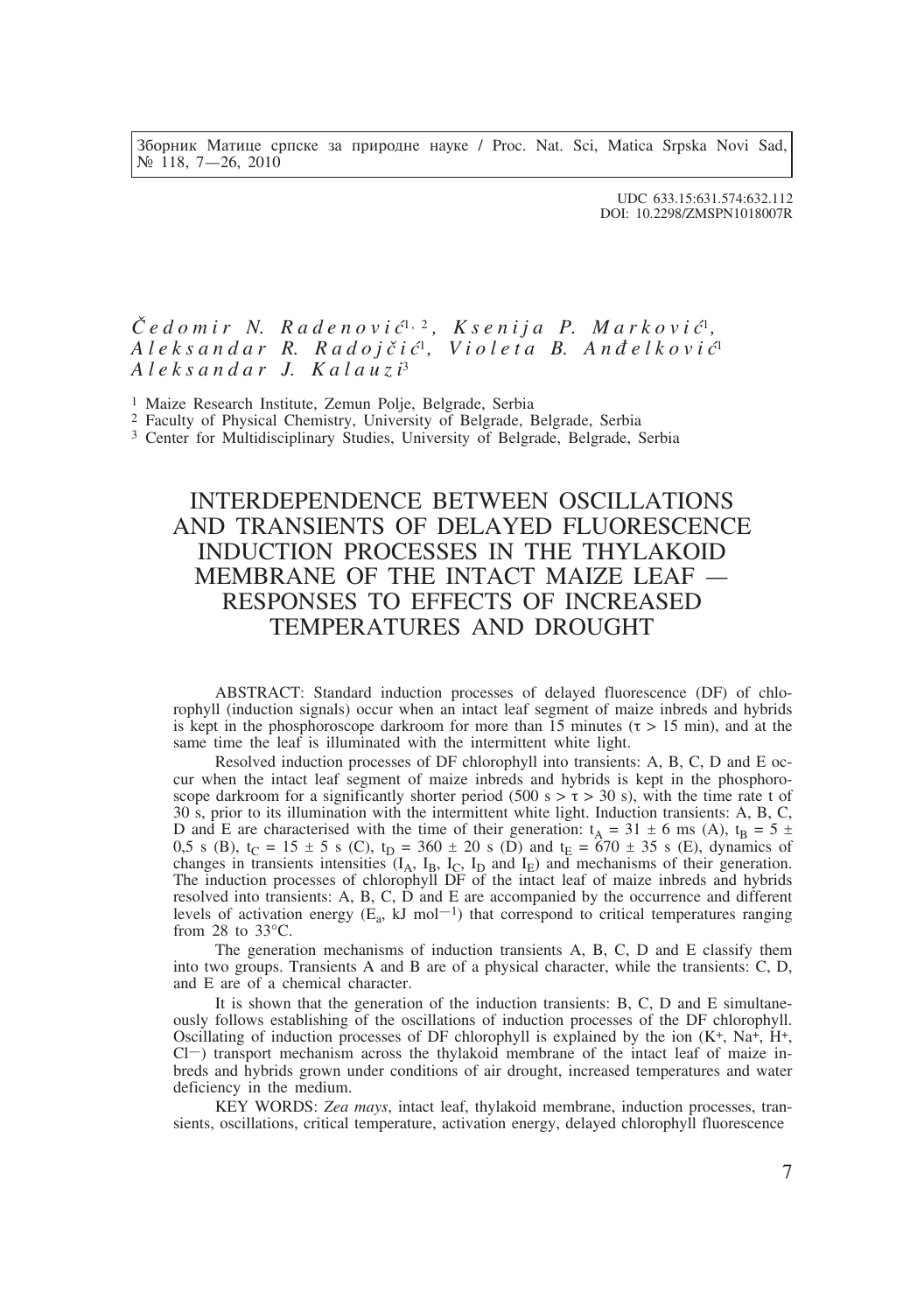UDC 633.15:631.574:632.112
DOI: 10.2298/ZMSPN1018007R

*Čedomir N. Radenović*[1, 2], *Ksenija P. Marković*[1], *Aleksandar R. Radojčić*[1], *Violeta B. Anđelković*[1] *Aleksandar J. Kalauzi*[3]

[1] Maize Research Institute, Zemun Polje, Belgrade, Serbia
[2] Faculty of Physical Chemistry, University of Belgrade, Belgrade, Serbia
[3] Center for Multidisciplinary Studies, University of Belgrade, Belgrade, Serbia

# INTERDEPENDENCE BETWEEN OSCILLATIONS AND TRANSIENTS OF DELAYED FLUORESCENCE INDUCTION PROCESSES IN THE THYLAKOID MEMBRANE OF THE INTACT MAIZE LEAF — RESPONSES TO EFFECTS OF INCREASED TEMPERATURES AND DROUGHT

ABSTRACT: Standard induction processes of delayed fluorescence (DF) of chlorophyll (induction signals) occur when an intact leaf segment of maize inbreds and hybrids is kept in the phosphoroscope darkroom for more than 15 minutes ($\tau > 15$ min), and at the same time the leaf is illuminated with the intermittent white light.

Resolved induction processes of DF chlorophyll into transients: A, B, C, D and E occur when the intact leaf segment of maize inbreds and hybrids is kept in the phosphoroscope darkroom for a significantly shorter period (500 s $> \tau >$ 30 s), with the time rate t of 30 s, prior to its illumination with the intermittent white light. Induction transients: A, B, C, D and E are characterised with the time of their generation: $t_A = 31 \pm 6$ ms (A), $t_B = 5 \pm 0{,}5$ s (B), $t_C = 15 \pm 5$ s (C), $t_D = 360 \pm 20$ s (D) and $t_E = 670 \pm 35$ s (E), dynamics of changes in transients intensities ($I_A$, $I_B$, $I_C$, $I_D$ and $I_E$) and mechanisms of their generation. The induction processes of chlorophyll DF of the intact leaf of maize inbreds and hybrids resolved into transients: A, B, C, D and E are accompanied by the occurrence and different levels of activation energy ($E_a$, kJ mol$^{-1}$) that correspond to critical temperatures ranging from 28 to 33°C.

The generation mechanisms of induction transients A, B, C, D and E classify them into two groups. Transients A and B are of a physical character, while the transients: C, D, and E are of a chemical character.

It is shown that the generation of the induction transients: B, C, D and E simultaneously follows establishing of the oscillations of induction processes of the DF chlorophyll. Oscillating of induction processes of DF chlorophyll is explained by the ion ($K^+$, $Na^+$, $H^+$, $Cl^-$) transport mechanism across the thylakoid membrane of the intact leaf of maize inbreds and hybrids grown under conditions of air drought, increased temperatures and water deficiency in the medium.

KEY WORDS: *Zea mays*, intact leaf, thylakoid membrane, induction processes, transients, oscillations, critical temperature, activation energy, delayed chlorophyll fluorescence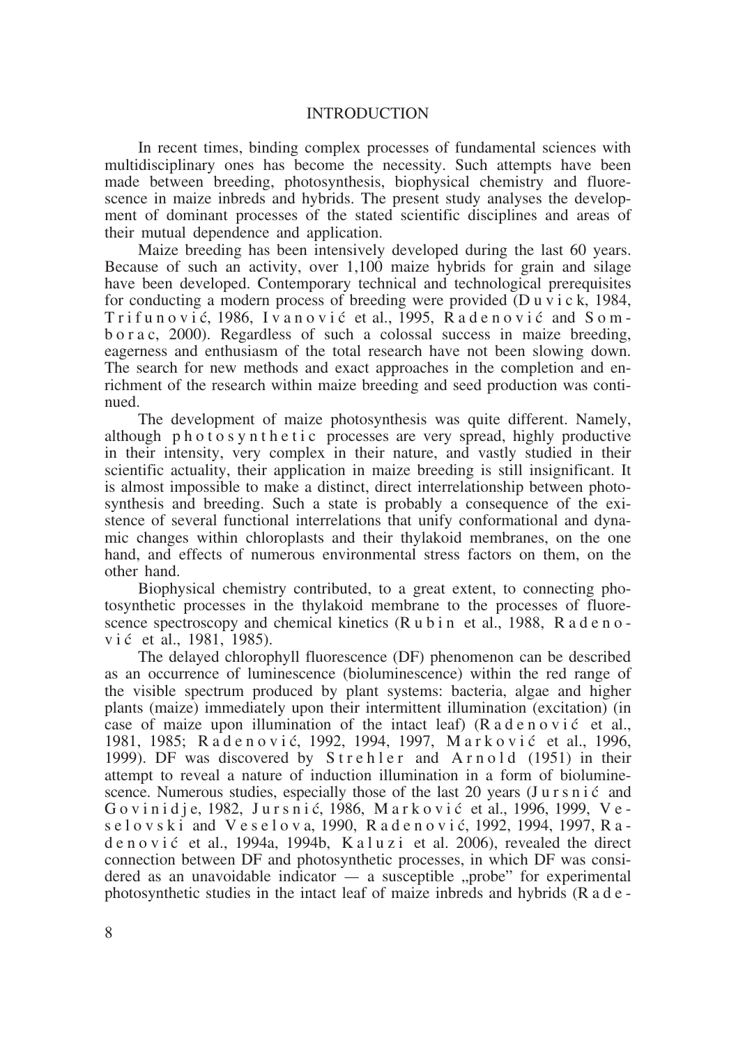## INTRODUCTION

In recent times, binding complex processes of fundamental sciences with multidisciplinary ones has become the necessity. Such attempts have been made between breeding, photosynthesis, biophysical chemistry and fluorescence in maize inbreds and hybrids. The present study analyses the development of dominant processes of the stated scientific disciplines and areas of their mutual dependence and application.

Maize breeding has been intensively developed during the last 60 years. Because of such an activity, over 1,100 maize hybrids for grain and silage have been developed. Contemporary technical and technological prerequisites for conducting a modern process of breeding were provided (Duvick, 1984, Trifunović, 1986, Ivanović et al., 1995, Radenović and Somborac, 2000). Regardless of such a colossal success in maize breeding, eagerness and enthusiasm of the total research have not been slowing down. The search for new methods and exact approaches in the completion and enrichment of the research within maize breeding and seed production was continued.

The development of maize photosynthesis was quite different. Namely, although photosynthetic processes are very spread, highly productive in their intensity, very complex in their nature, and vastly studied in their scientific actuality, their application in maize breeding is still insignificant. It is almost impossible to make a distinct, direct interrelationship between photosynthesis and breeding. Such a state is probably a consequence of the existence of several functional interrelations that unify conformational and dynamic changes within chloroplasts and their thylakoid membranes, on the one hand, and effects of numerous environmental stress factors on them, on the other hand.

Biophysical chemistry contributed, to a great extent, to connecting photosynthetic processes in the thylakoid membrane to the processes of fluorescence spectroscopy and chemical kinetics (Rubin et al., 1988, Radenović et al., 1981, 1985).

The delayed chlorophyll fluorescence (DF) phenomenon can be described as an occurrence of luminescence (bioluminescence) within the red range of the visible spectrum produced by plant systems: bacteria, algae and higher plants (maize) immediately upon their intermittent illumination (excitation) (in case of maize upon illumination of the intact leaf) (Radenović et al., 1981, 1985; Radenović, 1992, 1994, 1997, Marković et al., 1996, 1999). DF was discovered by Strehler and Arnold (1951) in their attempt to reveal a nature of induction illumination in a form of bioluminescence. Numerous studies, especially those of the last 20 years (Jursnić and Govinidje, 1982, Jursnić, 1986, Marković et al., 1996, 1999, Veselovski and Veselova, 1990, Radenović, 1992, 1994, 1997, Radenović et al., 1994a, 1994b, Kaluzi et al. 2006), revealed the direct connection between DF and photosynthetic processes, in which DF was considered as an unavoidable indicator — a susceptible „probe" for experimental photosynthetic studies in the intact leaf of maize inbreds and hybrids (Rade-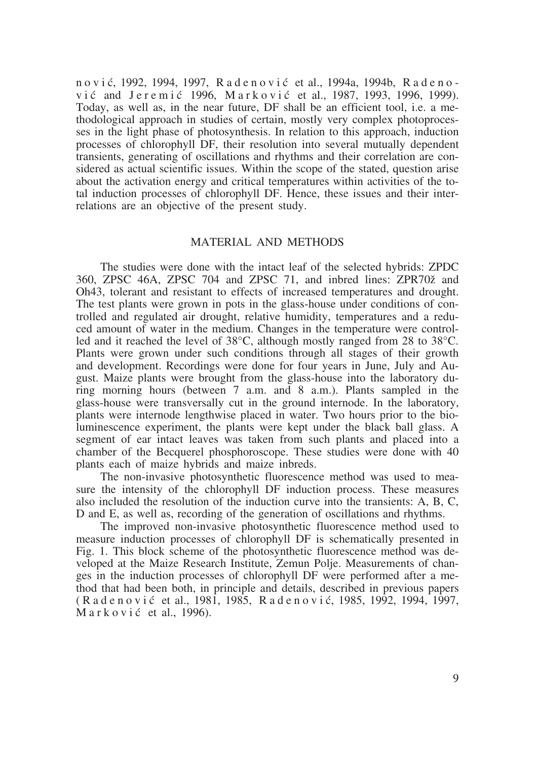n o v i ć, 1992, 1994, 1997, R a d e n o v i ć et al., 1994a, 1994b, R a d e n o v i ć and J e r e m i ć 1996, M a r k o v i ć et al., 1987, 1993, 1996, 1999). Today, as well as, in the near future, DF shall be an efficient tool, i.e. a methodological approach in studies of certain, mostly very complex photoprocesses in the light phase of photosynthesis. In relation to this approach, induction processes of chlorophyll DF, their resolution into several mutually dependent transients, generating of oscillations and rhythms and their correlation are considered as actual scientific issues. Within the scope of the stated, question arise about the activation energy and critical temperatures within activities of the total induction processes of chlorophyll DF. Hence, these issues and their interrelations are an objective of the present study.

## MATERIAL AND METHODS

The studies were done with the intact leaf of the selected hybrids: ZPDC 360, ZPSC 46A, ZPSC 704 and ZPSC 71, and inbred lines: ZPR70ž and Oh43, tolerant and resistant to effects of increased temperatures and drought. The test plants were grown in pots in the glass-house under conditions of controlled and regulated air drought, relative humidity, temperatures and a reduced amount of water in the medium. Changes in the temperature were controlled and it reached the level of 38°C, although mostly ranged from 28 to 38°C. Plants were grown under such conditions through all stages of their growth and development. Recordings were done for four years in June, July and August. Maize plants were brought from the glass-house into the laboratory during morning hours (between 7 a.m. and 8 a.m.). Plants sampled in the glass-house were transversally cut in the ground internode. In the laboratory, plants were internode lengthwise placed in water. Two hours prior to the bioluminescence experiment, the plants were kept under the black ball glass. A segment of ear intact leaves was taken from such plants and placed into a chamber of the Becquerel phosphoroscope. These studies were done with 40 plants each of maize hybrids and maize inbreds.

The non-invasive photosynthetic fluorescence method was used to measure the intensity of the chlorophyll DF induction process. These measures also included the resolution of the induction curve into the transients: A, B, C, D and E, as well as, recording of the generation of oscillations and rhythms.

The improved non-invasive photosynthetic fluorescence method used to measure induction processes of chlorophyll DF is schematically presented in Fig. 1. This block scheme of the photosynthetic fluorescence method was developed at the Maize Research Institute, Zemun Polje. Measurements of changes in the induction processes of chlorophyll DF were performed after a method that had been both, in principle and details, described in previous papers (R a d e n o v i ć et al., 1981, 1985, R a d e n o v i ć, 1985, 1992, 1994, 1997, M a r k o v i ć et al., 1996).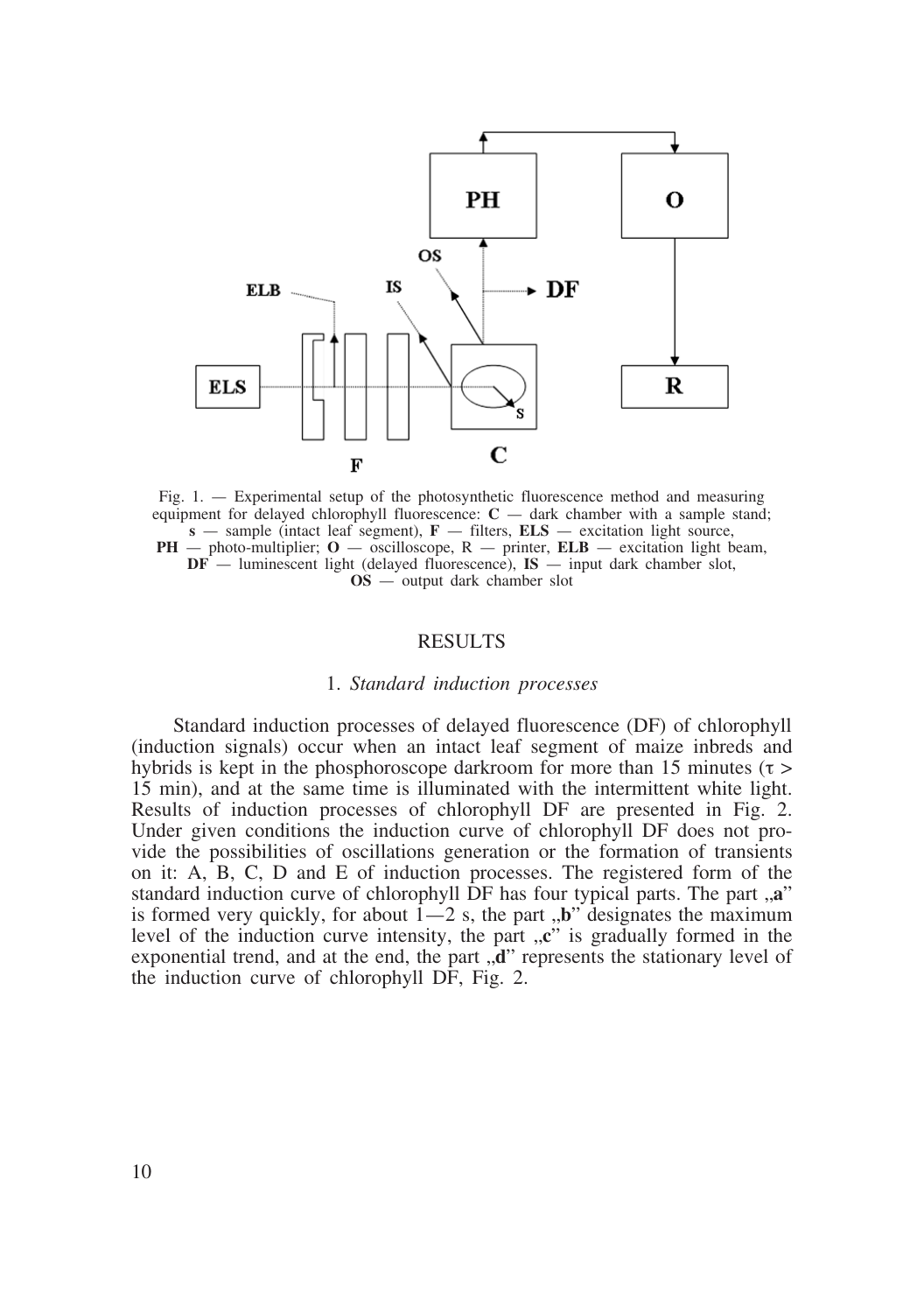Fig. 1. — Experimental setup of the photosynthetic fluorescence method and measuring equipment for delayed chlorophyll fluorescence: **C** — dark chamber with a sample stand; **s** — sample (intact leaf segment), **F** — filters, **ELS** — excitation light source, **PH** — photo-multiplier; **O** — oscilloscope, R — printer, **ELB** — excitation light beam, **DF** — luminescent light (delayed fluorescence), **IS** — input dark chamber slot, **OS** — output dark chamber slot

## RESULTS

### 1. *Standard induction processes*

Standard induction processes of delayed fluorescence (DF) of chlorophyll (induction signals) occur when an intact leaf segment of maize inbreds and hybrids is kept in the phosphoroscope darkroom for more than 15 minutes ($\tau >$ 15 min), and at the same time is illuminated with the intermittent white light. Results of induction processes of chlorophyll DF are presented in Fig. 2. Under given conditions the induction curve of chlorophyll DF does not provide the possibilities of oscillations generation or the formation of transients on it: A, B, C, D and E of induction processes. The registered form of the standard induction curve of chlorophyll DF has four typical parts. The part „**a**" is formed very quickly, for about 1—2 s, the part „**b**" designates the maximum level of the induction curve intensity, the part „**c**" is gradually formed in the exponential trend, and at the end, the part „**d**" represents the stationary level of the induction curve of chlorophyll DF, Fig. 2.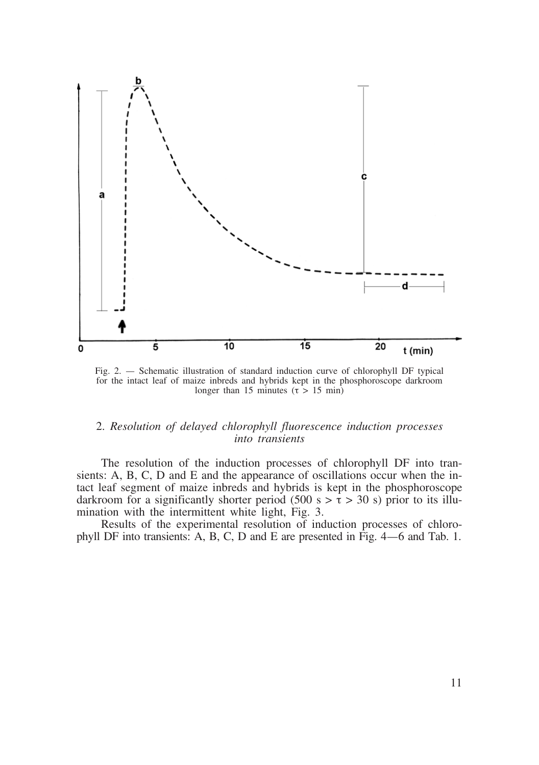Fig. 2. — Schematic illustration of standard induction curve of chlorophyll DF typical for the intact leaf of maize inbreds and hybrids kept in the phosphoroscope darkroom longer than 15 minutes ($\tau > 15$ min)

## 2. *Resolution of delayed chlorophyll fluorescence induction processes into transients*

The resolution of the induction processes of chlorophyll DF into transients: A, B, C, D and E and the appearance of oscillations occur when the intact leaf segment of maize inbreds and hybrids is kept in the phosphoroscope darkroom for a significantly shorter period ($500\ s > \tau > 30\ s$) prior to its illumination with the intermittent white light, Fig. 3.

Results of the experimental resolution of induction processes of chlorophyll DF into transients: A, B, C, D and E are presented in Fig. 4—6 and Tab. 1.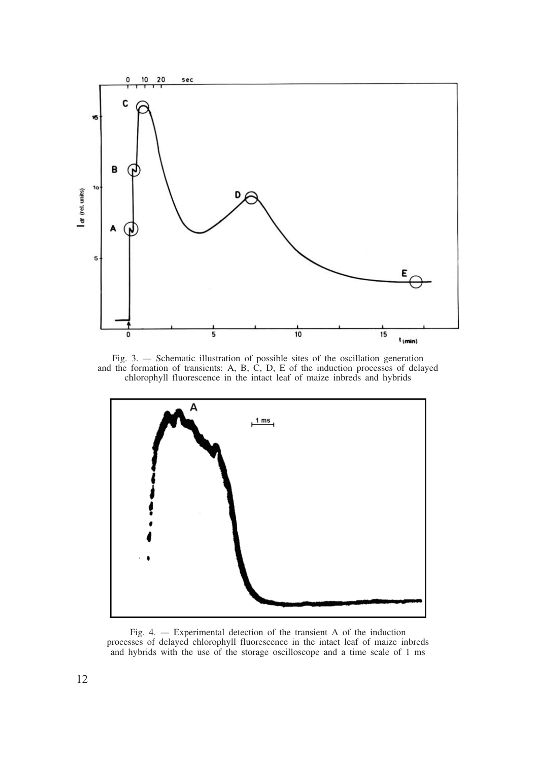Fig. 3. — Schematic illustration of possible sites of the oscillation generation and the formation of transients: A, B, C, D, E of the induction processes of delayed chlorophyll fluorescence in the intact leaf of maize inbreds and hybrids

Fig. 4. — Experimental detection of the transient A of the induction processes of delayed chlorophyll fluorescence in the intact leaf of maize inbreds and hybrids with the use of the storage oscilloscope and a time scale of 1 ms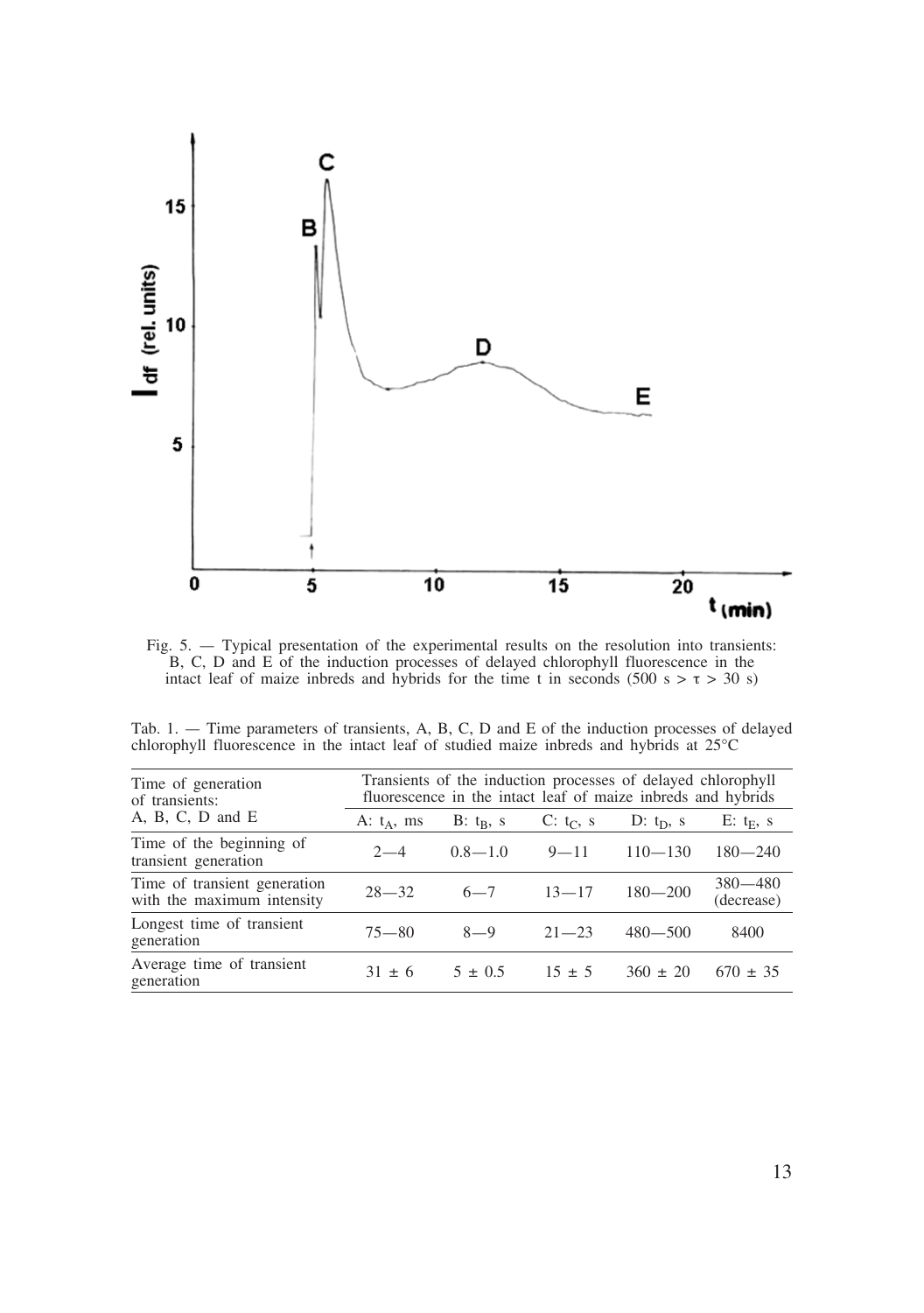Fig. 5. — Typical presentation of the experimental results on the resolution into transients: B, C, D and E of the induction processes of delayed chlorophyll fluorescence in the intact leaf of maize inbreds and hybrids for the time t in seconds (500 s > τ > 30 s)

Tab. 1. — Time parameters of transients, A, B, C, D and E of the induction processes of delayed chlorophyll fluorescence in the intact leaf of studied maize inbreds and hybrids at 25°C

| Time of generation of transients: A, B, C, D and E | Transients of the induction processes of delayed chlorophyll fluorescence in the intact leaf of maize inbreds and hybrids | | | | |
|---|---|---|---|---|---|
| | A: $t_A$, ms | B: $t_B$, s | C: $t_C$, s | D: $t_D$, s | E: $t_E$, s |
| Time of the beginning of transient generation | 2—4 | 0.8—1.0 | 9—11 | 110—130 | 180—240 |
| Time of transient generation with the maximum intensity | 28—32 | 6—7 | 13—17 | 180—200 | 380—480 (decrease) |
| Longest time of transient generation | 75—80 | 8—9 | 21—23 | 480—500 | 8400 |
| Average time of transient generation | 31 ± 6 | 5 ± 0.5 | 15 ± 5 | 360 ± 20 | 670 ± 35 |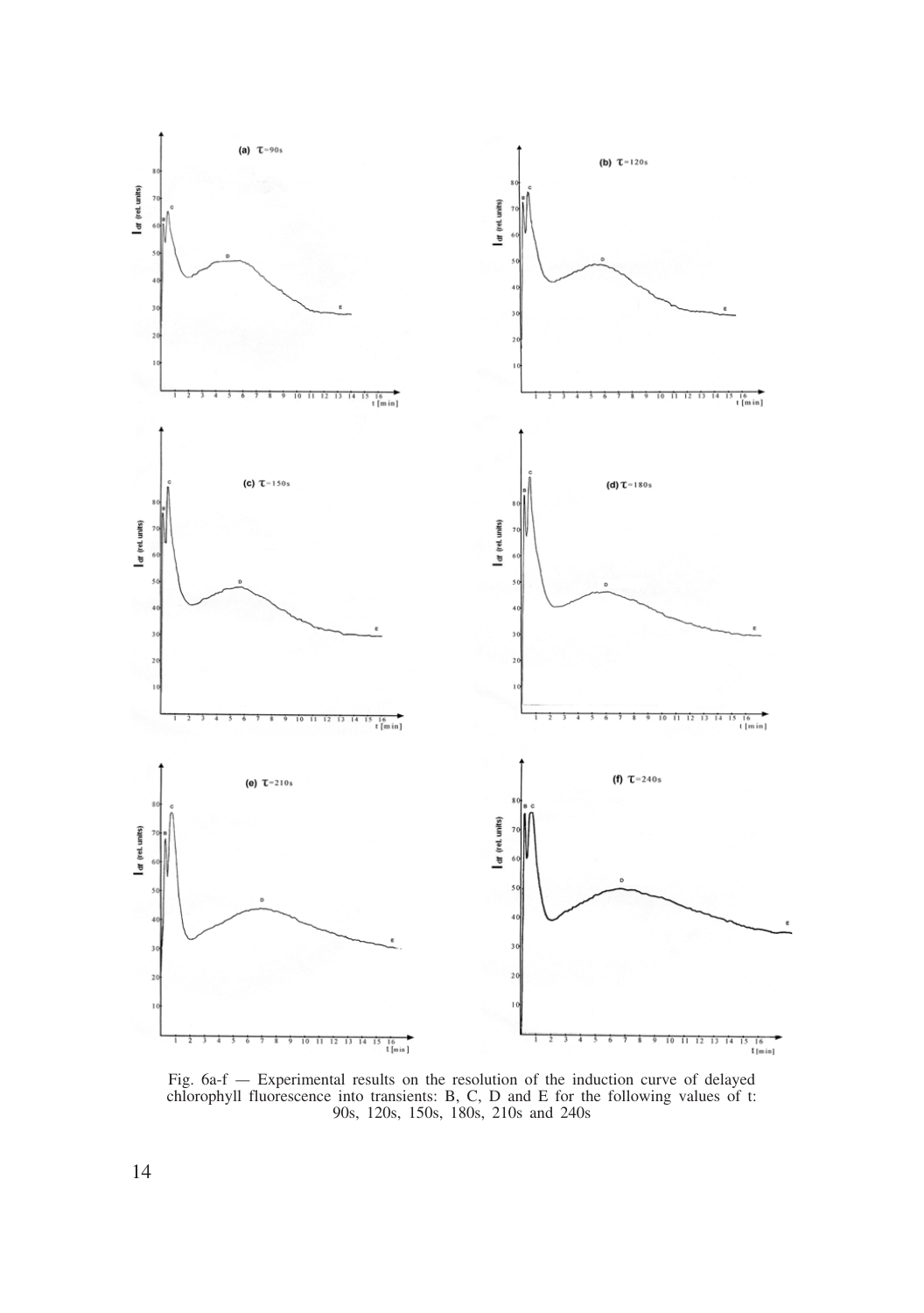Fig. 6a-f — Experimental results on the resolution of the induction curve of delayed chlorophyll fluorescence into transients: B, C, D and E for the following values of t: 90s, 120s, 150s, 180s, 210s and 240s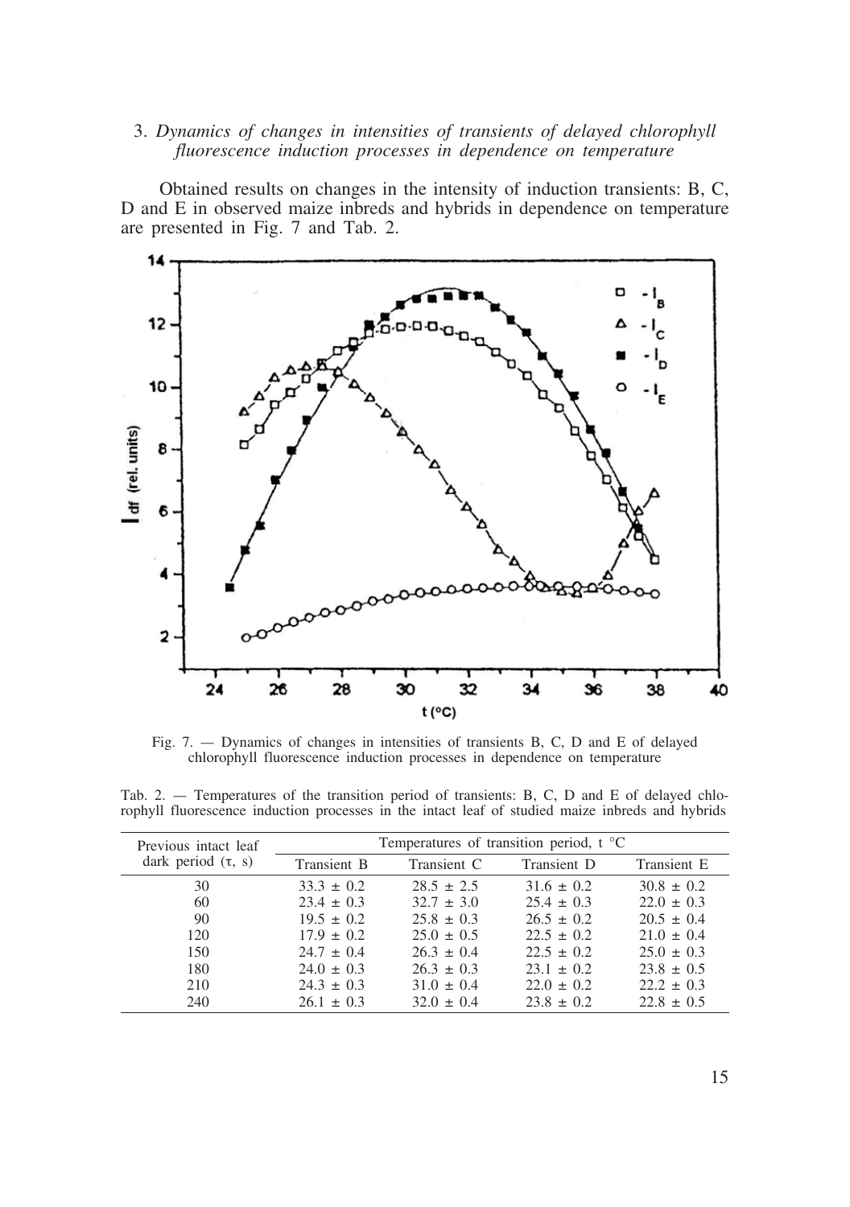3. *Dynamics of changes in intensities of transients of delayed chlorophyll fluorescence induction processes in dependence on temperature*

Obtained results on changes in the intensity of induction transients: B, C, D and E in observed maize inbreds and hybrids in dependence on temperature are presented in Fig. 7 and Tab. 2.

Fig. 7. — Dynamics of changes in intensities of transients B, C, D and E of delayed chlorophyll fluorescence induction processes in dependence on temperature

Tab. 2. — Temperatures of the transition period of transients: B, C, D and E of delayed chlorophyll fluorescence induction processes in the intact leaf of studied maize inbreds and hybrids

| Previous intact leaf dark period ($\tau$, s) | Temperatures of transition period, t °C | | | |
|---|---|---|---|---|
| | Transient B | Transient C | Transient D | Transient E |
| 30 | 33.3 ± 0.2 | 28.5 ± 2.5 | 31.6 ± 0.2 | 30.8 ± 0.2 |
| 60 | 23.4 ± 0.3 | 32.7 ± 3.0 | 25.4 ± 0.3 | 22.0 ± 0.3 |
| 90 | 19.5 ± 0.2 | 25.8 ± 0.3 | 26.5 ± 0.2 | 20.5 ± 0.4 |
| 120 | 17.9 ± 0.2 | 25.0 ± 0.5 | 22.5 ± 0.2 | 21.0 ± 0.4 |
| 150 | 24.7 ± 0.4 | 26.3 ± 0.4 | 22.5 ± 0.2 | 25.0 ± 0.3 |
| 180 | 24.0 ± 0.3 | 26.3 ± 0.3 | 23.1 ± 0.2 | 23.8 ± 0.5 |
| 210 | 24.3 ± 0.3 | 31.0 ± 0.4 | 22.0 ± 0.2 | 22.2 ± 0.3 |
| 240 | 26.1 ± 0.3 | 32.0 ± 0.4 | 23.8 ± 0.2 | 22.8 ± 0.5 |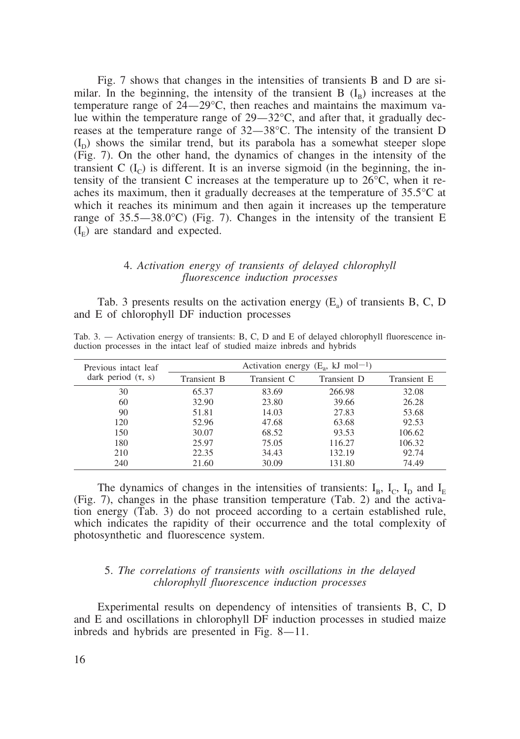Fig. 7 shows that changes in the intensities of transients B and D are similar. In the beginning, the intensity of the transient B ($I_B$) increases at the temperature range of 24—29°C, then reaches and maintains the maximum value within the temperature range of 29—32°C, and after that, it gradually decreases at the temperature range of 32—38°C. The intensity of the transient D ($I_D$) shows the similar trend, but its parabola has a somewhat steeper slope (Fig. 7). On the other hand, the dynamics of changes in the intensity of the transient C ($I_C$) is different. It is an inverse sigmoid (in the beginning, the intensity of the transient C increases at the temperature up to 26°C, when it reaches its maximum, then it gradually decreases at the temperature of 35.5°C at which it reaches its minimum and then again it increases up the temperature range of 35.5—38.0°C) (Fig. 7). Changes in the intensity of the transient E ($I_E$) are standard and expected.

### 4. *Activation energy of transients of delayed chlorophyll fluorescence induction processes*

Tab. 3 presents results on the activation energy ($E_a$) of transients B, C, D and E of chlorophyll DF induction processes

Tab. 3. — Activation energy of transients: B, C, D and E of delayed chlorophyll fluorescence induction processes in the intact leaf of studied maize inbreds and hybrids

| Previous intact leaf dark period ($\tau$, s) | Activation energy ($E_a$, kJ mol$^{-1}$) | | | |
|---|---|---|---|---|
| | Transient B | Transient C | Transient D | Transient E |
| 30 | 65.37 | 83.69 | 266.98 | 32.08 |
| 60 | 32.90 | 23.80 | 39.66 | 26.28 |
| 90 | 51.81 | 14.03 | 27.83 | 53.68 |
| 120 | 52.96 | 47.68 | 63.68 | 92.53 |
| 150 | 30.07 | 68.52 | 93.53 | 106.62 |
| 180 | 25.97 | 75.05 | 116.27 | 106.32 |
| 210 | 22.35 | 34.43 | 132.19 | 92.74 |
| 240 | 21.60 | 30.09 | 131.80 | 74.49 |

The dynamics of changes in the intensities of transients: $I_B$, $I_C$, $I_D$ and $I_E$ (Fig. 7), changes in the phase transition temperature (Tab. 2) and the activation energy (Tab. 3) do not proceed according to a certain established rule, which indicates the rapidity of their occurrence and the total complexity of photosynthetic and fluorescence system.

### 5. *The correlations of transients with oscillations in the delayed chlorophyll fluorescence induction processes*

Experimental results on dependency of intensities of transients B, C, D and E and oscillations in chlorophyll DF induction processes in studied maize inbreds and hybrids are presented in Fig. 8—11.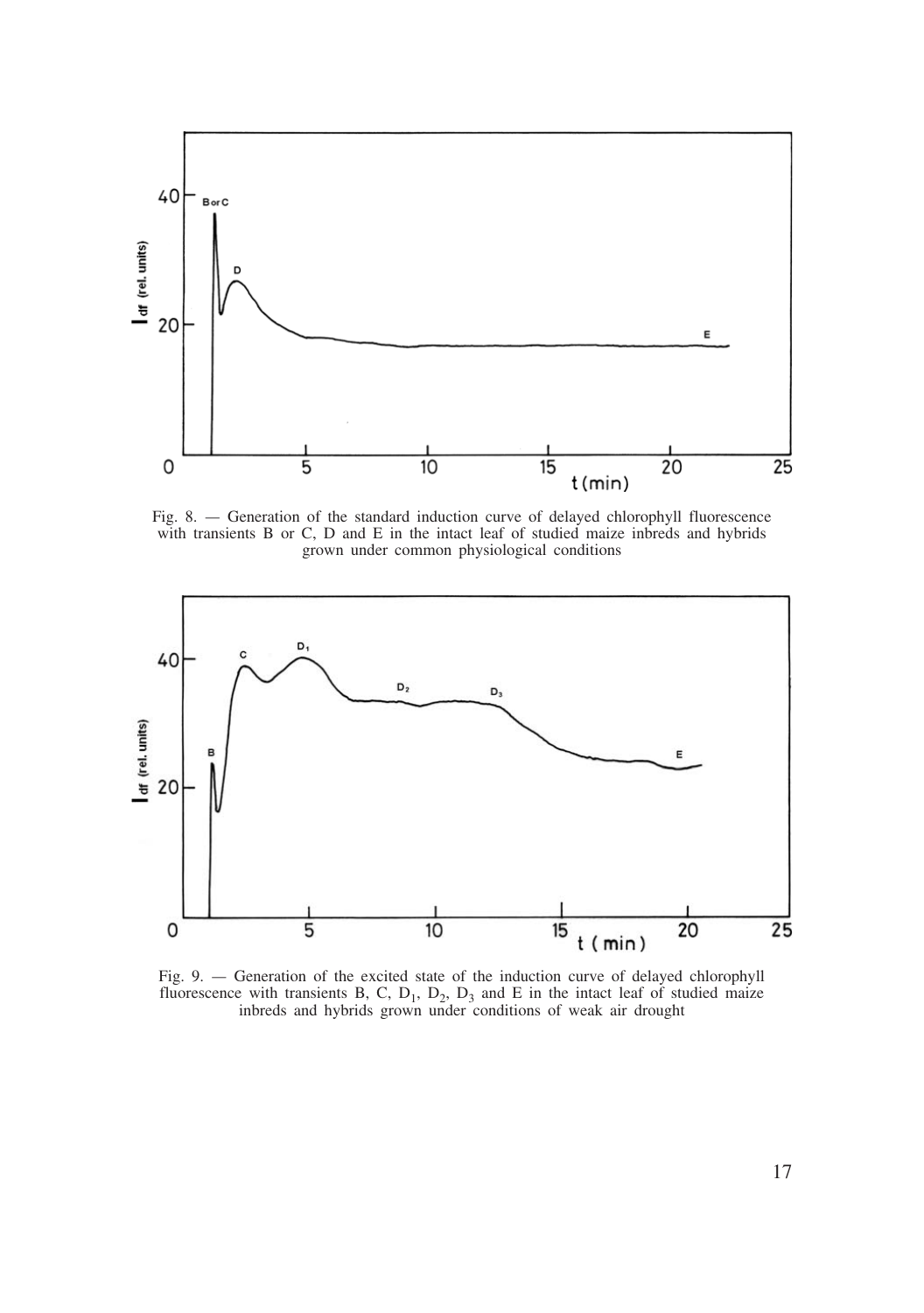Fig. 8. — Generation of the standard induction curve of delayed chlorophyll fluorescence with transients B or C, D and E in the intact leaf of studied maize inbreds and hybrids grown under common physiological conditions

Fig. 9. — Generation of the excited state of the induction curve of delayed chlorophyll fluorescence with transients B, C, $D_1$, $D_2$, $D_3$ and E in the intact leaf of studied maize inbreds and hybrids grown under conditions of weak air drought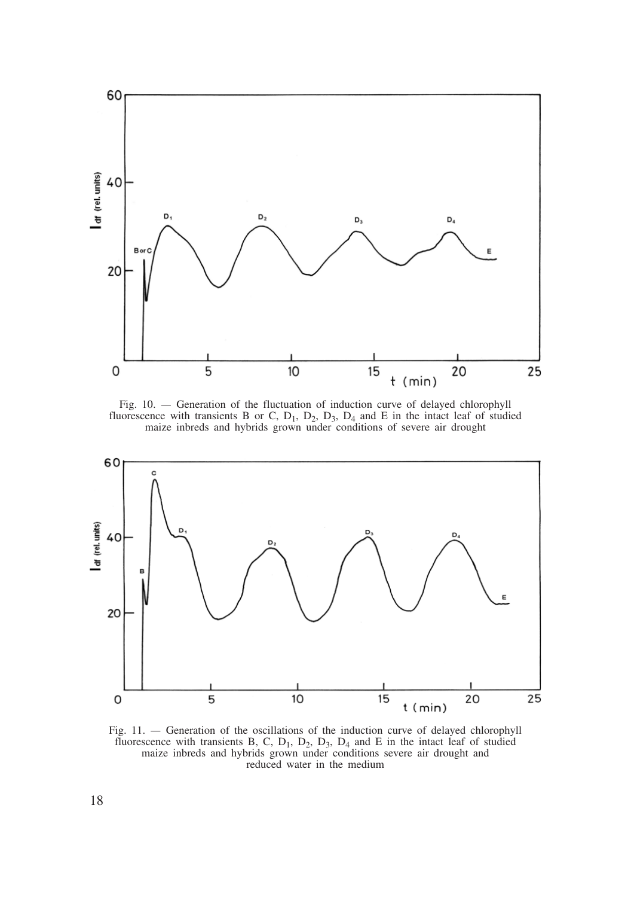Fig. 10. — Generation of the fluctuation of induction curve of delayed chlorophyll fluorescence with transients B or C, $D_1$, $D_2$, $D_3$, $D_4$ and E in the intact leaf of studied maize inbreds and hybrids grown under conditions of severe air drought

Fig. 11. — Generation of the oscillations of the induction curve of delayed chlorophyll fluorescence with transients B, C, $D_1$, $D_2$, $D_3$, $D_4$ and E in the intact leaf of studied maize inbreds and hybrids grown under conditions severe air drought and reduced water in the medium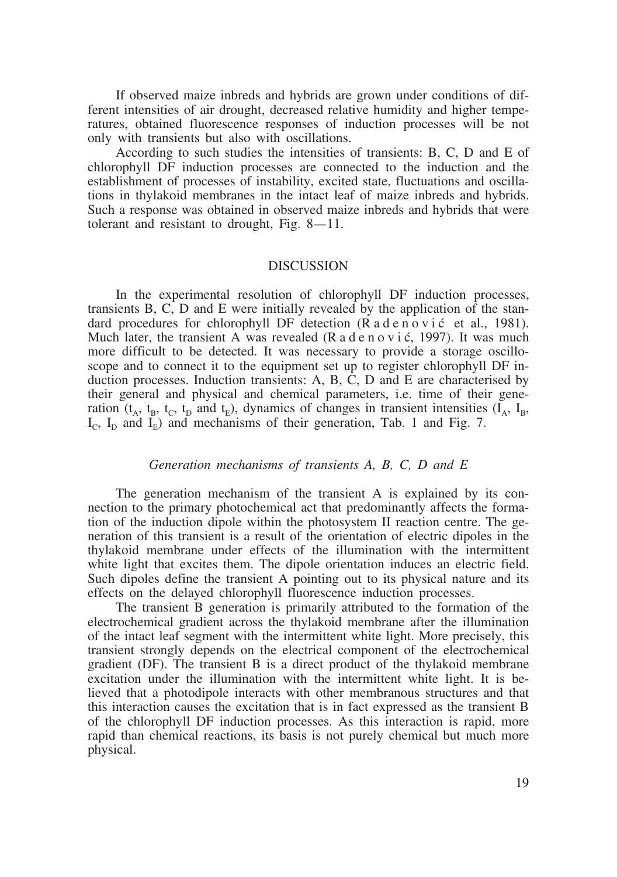If observed maize inbreds and hybrids are grown under conditions of different intensities of air drought, decreased relative humidity and higher temperatures, obtained fluorescence responses of induction processes will be not only with transients but also with oscillations.

According to such studies the intensities of transients: B, C, D and E of chlorophyll DF induction processes are connected to the induction and the establishment of processes of instability, excited state, fluctuations and oscillations in thylakoid membranes in the intact leaf of maize inbreds and hybrids. Such a response was obtained in observed maize inbreds and hybrids that were tolerant and resistant to drought, Fig. 8—11.

## DISCUSSION

In the experimental resolution of chlorophyll DF induction processes, transients B, C, D and E were initially revealed by the application of the standard procedures for chlorophyll DF detection (Radenović et al., 1981). Much later, the transient A was revealed (Radenović, 1997). It was much more difficult to be detected. It was necessary to provide a storage oscilloscope and to connect it to the equipment set up to register chlorophyll DF induction processes. Induction transients: A, B, C, D and E are characterised by their general and physical and chemical parameters, i.e. time of their generation ($t_A$, $t_B$, $t_C$, $t_D$ and $t_E$), dynamics of changes in transient intensities ($I_A$, $I_B$, $I_C$, $I_D$ and $I_E$) and mechanisms of their generation, Tab. 1 and Fig. 7.

### *Generation mechanisms of transients A, B, C, D and E*

The generation mechanism of the transient A is explained by its connection to the primary photochemical act that predominantly affects the formation of the induction dipole within the photosystem II reaction centre. The generation of this transient is a result of the orientation of electric dipoles in the thylakoid membrane under effects of the illumination with the intermittent white light that excites them. The dipole orientation induces an electric field. Such dipoles define the transient A pointing out to its physical nature and its effects on the delayed chlorophyll fluorescence induction processes.

The transient B generation is primarily attributed to the formation of the electrochemical gradient across the thylakoid membrane after the illumination of the intact leaf segment with the intermittent white light. More precisely, this transient strongly depends on the electrical component of the electrochemical gradient (DF). The transient B is a direct product of the thylakoid membrane excitation under the illumination with the intermittent white light. It is believed that a photodipole interacts with other membranous structures and that this interaction causes the excitation that is in fact expressed as the transient B of the chlorophyll DF induction processes. As this interaction is rapid, more rapid than chemical reactions, its basis is not purely chemical but much more physical.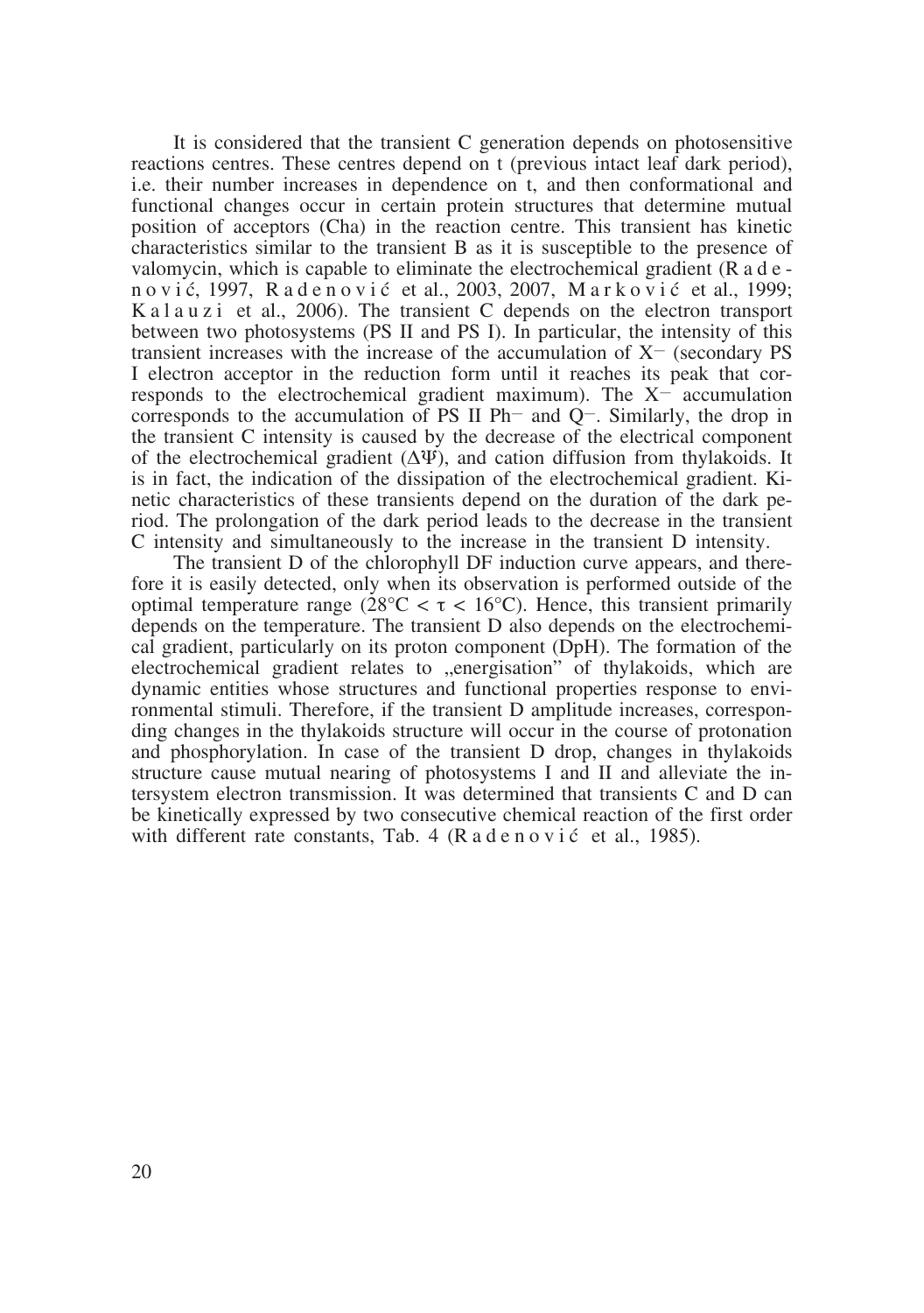It is considered that the transient C generation depends on photosensitive reactions centres. These centres depend on t (previous intact leaf dark period), i.e. their number increases in dependence on t, and then conformational and functional changes occur in certain protein structures that determine mutual position of acceptors (Cha) in the reaction centre. This transient has kinetic characteristics similar to the transient B as it is susceptible to the presence of valomycin, which is capable to eliminate the electrochemical gradient (R a d e - n o v i ć, 1997, R a d e n o v i ć et al., 2003, 2007, M a r k o v i ć et al., 1999; K a l a u z i et al., 2006). The transient C depends on the electron transport between two photosystems (PS II and PS I). In particular, the intensity of this transient increases with the increase of the accumulation of $X^{-}$ (secondary PS I electron acceptor in the reduction form until it reaches its peak that corresponds to the electrochemical gradient maximum). The $X^{-}$ accumulation corresponds to the accumulation of PS II $Ph^{-}$ and $Q^{-}$. Similarly, the drop in the transient C intensity is caused by the decrease of the electrical component of the electrochemical gradient ($\Delta\Psi$), and cation diffusion from thylakoids. It is in fact, the indication of the dissipation of the electrochemical gradient. Kinetic characteristics of these transients depend on the duration of the dark period. The prolongation of the dark period leads to the decrease in the transient C intensity and simultaneously to the increase in the transient D intensity.

The transient D of the chlorophyll DF induction curve appears, and therefore it is easily detected, only when its observation is performed outside of the optimal temperature range ($28°C < \tau < 16°C$). Hence, this transient primarily depends on the temperature. The transient D also depends on the electrochemical gradient, particularly on its proton component (DpH). The formation of the electrochemical gradient relates to „energisation" of thylakoids, which are dynamic entities whose structures and functional properties response to environmental stimuli. Therefore, if the transient D amplitude increases, corresponding changes in the thylakoids structure will occur in the course of protonation and phosphorylation. In case of the transient D drop, changes in thylakoids structure cause mutual nearing of photosystems I and II and alleviate the intersystem electron transmission. It was determined that transients C and D can be kinetically expressed by two consecutive chemical reaction of the first order with different rate constants, Tab. 4 (R a d e n o v i ć et al., 1985).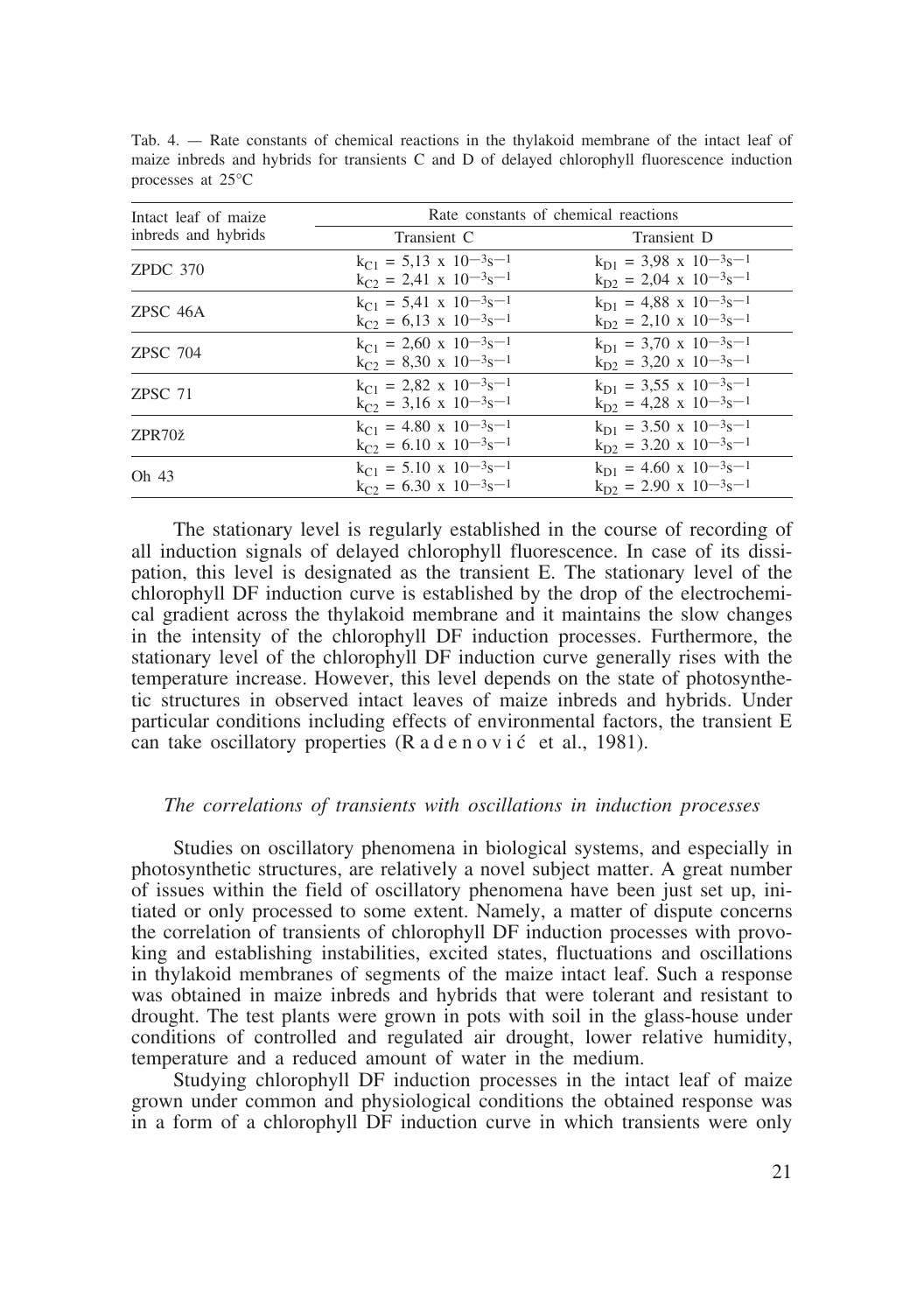Tab. 4. — Rate constants of chemical reactions in the thylakoid membrane of the intact leaf of maize inbreds and hybrids for transients C and D of delayed chlorophyll fluorescence induction processes at 25°C

| Intact leaf of maize inbreds and hybrids | Rate constants of chemical reactions | |
|---|---|---|
| | Transient C | Transient D |
| ZPDC 370 | $k_{C1} = 5{,}13 \times 10^{-3}s^{-1}$<br>$k_{C2} = 2{,}41 \times 10^{-3}s^{-1}$ | $k_{D1} = 3{,}98 \times 10^{-3}s^{-1}$<br>$k_{D2} = 2{,}04 \times 10^{-3}s^{-1}$ |
| ZPSC 46A | $k_{C1} = 5{,}41 \times 10^{-3}s^{-1}$<br>$k_{C2} = 6{,}13 \times 10^{-3}s^{-1}$ | $k_{D1} = 4{,}88 \times 10^{-3}s^{-1}$<br>$k_{D2} = 2{,}10 \times 10^{-3}s^{-1}$ |
| ZPSC 704 | $k_{C1} = 2{,}60 \times 10^{-3}s^{-1}$<br>$k_{C2} = 8{,}30 \times 10^{-3}s^{-1}$ | $k_{D1} = 3{,}70 \times 10^{-3}s^{-1}$<br>$k_{D2} = 3{,}20 \times 10^{-3}s^{-1}$ |
| ZPSC 71 | $k_{C1} = 2{,}82 \times 10^{-3}s^{-1}$<br>$k_{C2} = 3{,}16 \times 10^{-3}s^{-1}$ | $k_{D1} = 3{,}55 \times 10^{-3}s^{-1}$<br>$k_{D2} = 4{,}28 \times 10^{-3}s^{-1}$ |
| ZPR70ž | $k_{C1} = 4.80 \times 10^{-3}s^{-1}$<br>$k_{C2} = 6.10 \times 10^{-3}s^{-1}$ | $k_{D1} = 3.50 \times 10^{-3}s^{-1}$<br>$k_{D2} = 3.20 \times 10^{-3}s^{-1}$ |
| Oh 43 | $k_{C1} = 5.10 \times 10^{-3}s^{-1}$<br>$k_{C2} = 6.30 \times 10^{-3}s^{-1}$ | $k_{D1} = 4.60 \times 10^{-3}s^{-1}$<br>$k_{D2} = 2.90 \times 10^{-3}s^{-1}$ |

The stationary level is regularly established in the course of recording of all induction signals of delayed chlorophyll fluorescence. In case of its dissipation, this level is designated as the transient E. The stationary level of the chlorophyll DF induction curve is established by the drop of the electrochemical gradient across the thylakoid membrane and it maintains the slow changes in the intensity of the chlorophyll DF induction processes. Furthermore, the stationary level of the chlorophyll DF induction curve generally rises with the temperature increase. However, this level depends on the state of photosynthetic structures in observed intact leaves of maize inbreds and hybrids. Under particular conditions including effects of environmental factors, the transient E can take oscillatory properties (Radenović et al., 1981).

### *The correlations of transients with oscillations in induction processes*

Studies on oscillatory phenomena in biological systems, and especially in photosynthetic structures, are relatively a novel subject matter. A great number of issues within the field of oscillatory phenomena have been just set up, initiated or only processed to some extent. Namely, a matter of dispute concerns the correlation of transients of chlorophyll DF induction processes with provoking and establishing instabilities, excited states, fluctuations and oscillations in thylakoid membranes of segments of the maize intact leaf. Such a response was obtained in maize inbreds and hybrids that were tolerant and resistant to drought. The test plants were grown in pots with soil in the glass-house under conditions of controlled and regulated air drought, lower relative humidity, temperature and a reduced amount of water in the medium.

Studying chlorophyll DF induction processes in the intact leaf of maize grown under common and physiological conditions the obtained response was in a form of a chlorophyll DF induction curve in which transients were only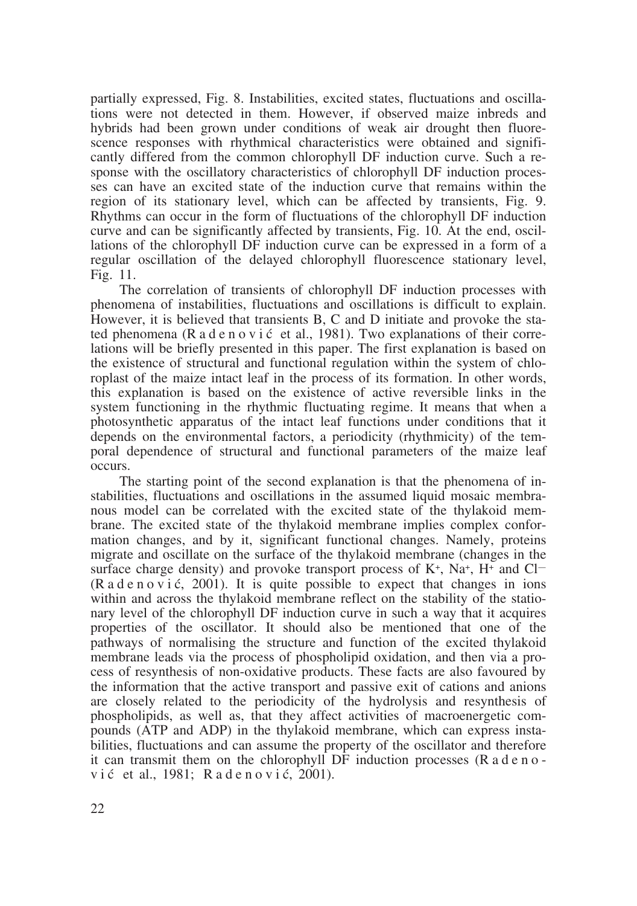partially expressed, Fig. 8. Instabilities, excited states, fluctuations and oscillations were not detected in them. However, if observed maize inbreds and hybrids had been grown under conditions of weak air drought then fluorescence responses with rhythmical characteristics were obtained and significantly differed from the common chlorophyll DF induction curve. Such a response with the oscillatory characteristics of chlorophyll DF induction processes can have an excited state of the induction curve that remains within the region of its stationary level, which can be affected by transients, Fig. 9. Rhythms can occur in the form of fluctuations of the chlorophyll DF induction curve and can be significantly affected by transients, Fig. 10. At the end, oscillations of the chlorophyll DF induction curve can be expressed in a form of a regular oscillation of the delayed chlorophyll fluorescence stationary level, Fig. 11.

The correlation of transients of chlorophyll DF induction processes with phenomena of instabilities, fluctuations and oscillations is difficult to explain. However, it is believed that transients B, C and D initiate and provoke the stated phenomena (Radenović et al., 1981). Two explanations of their correlations will be briefly presented in this paper. The first explanation is based on the existence of structural and functional regulation within the system of chloroplast of the maize intact leaf in the process of its formation. In other words, this explanation is based on the existence of active reversible links in the system functioning in the rhythmic fluctuating regime. It means that when a photosynthetic apparatus of the intact leaf functions under conditions that it depends on the environmental factors, a periodicity (rhythmicity) of the temporal dependence of structural and functional parameters of the maize leaf occurs.

The starting point of the second explanation is that the phenomena of instabilities, fluctuations and oscillations in the assumed liquid mosaic membranous model can be correlated with the excited state of the thylakoid membrane. The excited state of the thylakoid membrane implies complex conformation changes, and by it, significant functional changes. Namely, proteins migrate and oscillate on the surface of the thylakoid membrane (changes in the surface charge density) and provoke transport process of $K^+$, $Na^+$, $H^+$ and $Cl^-$ (Radenović, 2001). It is quite possible to expect that changes in ions within and across the thylakoid membrane reflect on the stability of the stationary level of the chlorophyll DF induction curve in such a way that it acquires properties of the oscillator. It should also be mentioned that one of the pathways of normalising the structure and function of the excited thylakoid membrane leads via the process of phospholipid oxidation, and then via a process of resynthesis of non-oxidative products. These facts are also favoured by the information that the active transport and passive exit of cations and anions are closely related to the periodicity of the hydrolysis and resynthesis of phospholipids, as well as, that they affect activities of macroenergetic compounds (ATP and ADP) in the thylakoid membrane, which can express instabilities, fluctuations and can assume the property of the oscillator and therefore it can transmit them on the chlorophyll DF induction processes (Radenović et al., 1981; Radenović, 2001).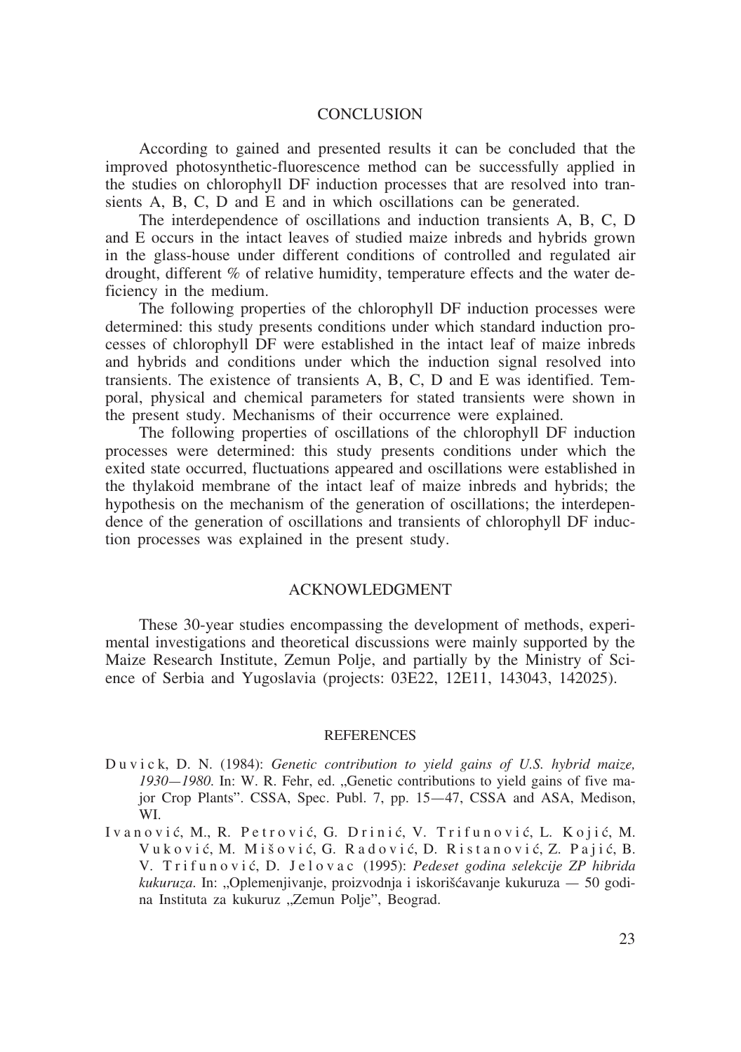## CONCLUSION

According to gained and presented results it can be concluded that the improved photosynthetic-fluorescence method can be successfully applied in the studies on chlorophyll DF induction processes that are resolved into transients A, B, C, D and E and in which oscillations can be generated.

The interdependence of oscillations and induction transients A, B, C, D and E occurs in the intact leaves of studied maize inbreds and hybrids grown in the glass-house under different conditions of controlled and regulated air drought, different % of relative humidity, temperature effects and the water deficiency in the medium.

The following properties of the chlorophyll DF induction processes were determined: this study presents conditions under which standard induction processes of chlorophyll DF were established in the intact leaf of maize inbreds and hybrids and conditions under which the induction signal resolved into transients. The existence of transients A, B, C, D and E was identified. Temporal, physical and chemical parameters for stated transients were shown in the present study. Mechanisms of their occurrence were explained.

The following properties of oscillations of the chlorophyll DF induction processes were determined: this study presents conditions under which the exited state occurred, fluctuations appeared and oscillations were established in the thylakoid membrane of the intact leaf of maize inbreds and hybrids; the hypothesis on the mechanism of the generation of oscillations; the interdependence of the generation of oscillations and transients of chlorophyll DF induction processes was explained in the present study.

## ACKNOWLEDGMENT

These 30-year studies encompassing the development of methods, experimental investigations and theoretical discussions were mainly supported by the Maize Research Institute, Zemun Polje, and partially by the Ministry of Science of Serbia and Yugoslavia (projects: 03E22, 12E11, 143043, 142025).

## REFERENCES

Duvick, D. N. (1984): *Genetic contribution to yield gains of U.S. hybrid maize, 1930—1980.* In: W. R. Fehr, ed. „Genetic contributions to yield gains of five major Crop Plants". CSSA, Spec. Publ. 7, pp. 15—47, CSSA and ASA, Medison, WI.

Ivanović, M., R. Petrović, G. Drinić, V. Trifunović, L. Kojić, M. Vuković, M. Mišović, G. Radović, D. Ristanović, Z. Pajić, B. V. Trifunović, D. Jelovac (1995): *Pedeset godina selekcije ZP hibrida kukuruza.* In: „Oplemenjivanje, proizvodnja i iskorišćavanje kukuruza — 50 godina Instituta za kukuruz „Zemun Polje", Beograd.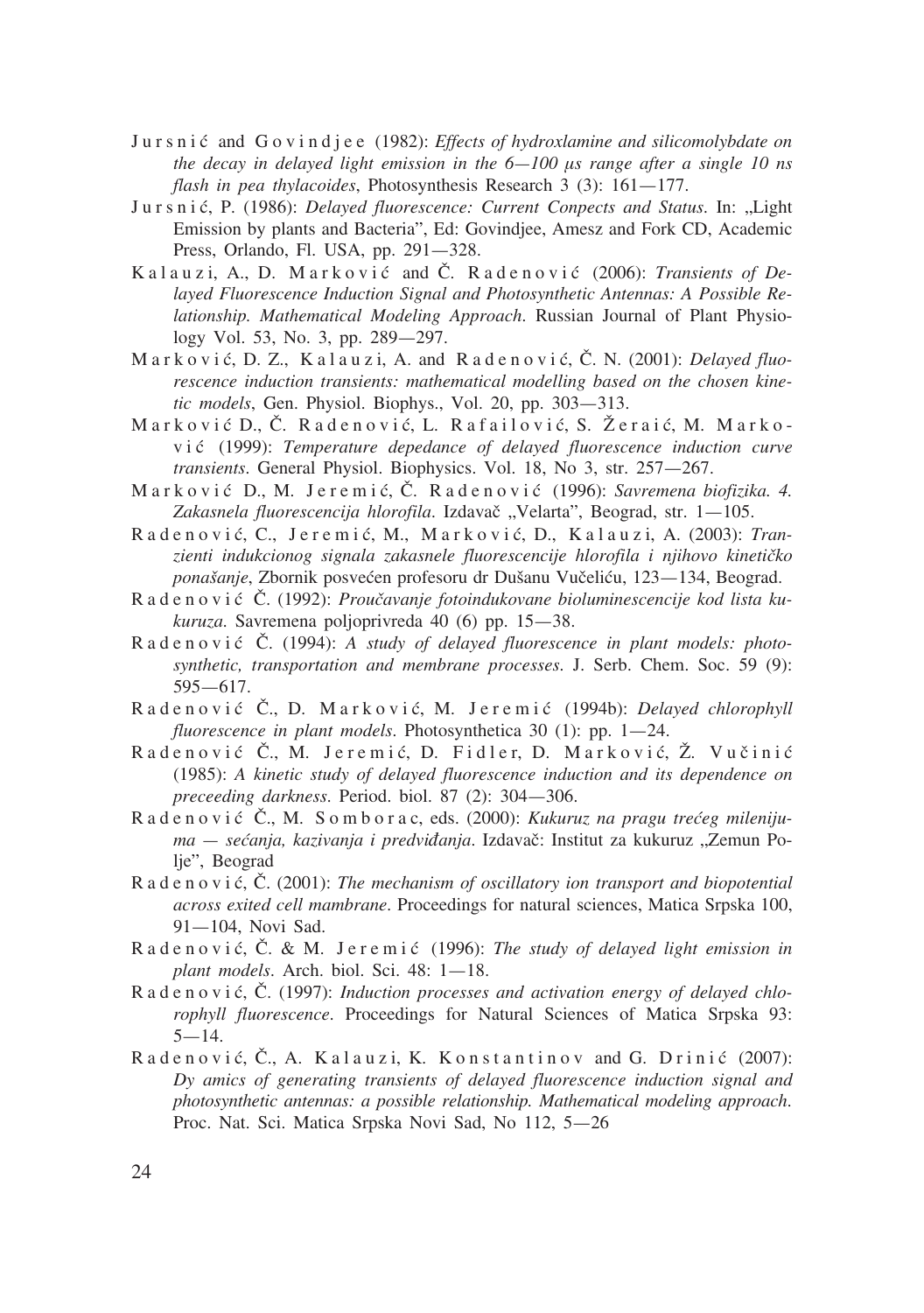Jursnić and Govindjee (1982): *Effects of hydroxlamine and silicomolybdate on the decay in delayed light emission in the 6—100 μs range after a single 10 ns flash in pea thylacoides*, Photosynthesis Research 3 (3): 161—177.

Jursnić, P. (1986): *Delayed fluorescence: Current Conpects and Status*. In: „Light Emission by plants and Bacteria", Ed: Govindjee, Amesz and Fork CD, Academic Press, Orlando, Fl. USA, pp. 291—328.

Kalauzi, A., D. Marković and Č. Radenović (2006): *Transients of Delayed Fluorescence Induction Signal and Photosynthetic Antennas: A Possible Relationship. Mathematical Modeling Approach*. Russian Journal of Plant Physiology Vol. 53, No. 3, pp. 289—297.

Marković, D. Z., Kalauzi, A. and Radenović, Č. N. (2001): *Delayed fluorescence induction transients: mathematical modelling based on the chosen kinetic models*, Gen. Physiol. Biophys., Vol. 20, pp. 303—313.

Marković D., Č. Radenović, L. Rafailović, S. Žeraić, M. Marković (1999): *Temperature depedance of delayed fluorescence induction curve transients*. General Physiol. Biophysics. Vol. 18, No 3, str. 257—267.

Marković D., M. Jeremić, Č. Radenović (1996): *Savremena biofizika. 4. Zakasnela fluorescencija hlorofila*. Izdavač „Velarta", Beograd, str. 1—105.

Radenović, C., Jeremić, M., Marković, D., Kalauzi, A. (2003): *Tranzienti indukcionog signala zakasnele fluorescencije hlorofila i njihovo kinetičko ponašanje*, Zbornik posvećen profesoru dr Dušanu Vučeliću, 123—134, Beograd.

Radenović Č. (1992): *Proučavanje fotoindukovane bioluminescencije kod lista kukuruza*. Savremena poljoprivreda 40 (6) pp. 15—38.

Radenović Č. (1994): *A study of delayed fluorescence in plant models: photosynthetic, transportation and membrane processes*. J. Serb. Chem. Soc. 59 (9): 595—617.

Radenović Č., D. Marković, M. Jeremić (1994b): *Delayed chlorophyll fluorescence in plant models*. Photosynthetica 30 (1): pp. 1—24.

Radenović Č., M. Jeremić, D. Fidler, D. Marković, Ž. Vučinić (1985): *A kinetic study of delayed fluorescence induction and its dependence on preceeding darkness*. Period. biol. 87 (2): 304—306.

Radenović Č., M. Somborac, eds. (2000): *Kukuruz na pragu trećeg milenijuma — sećanja, kazivanja i predviđanja*. Izdavač: Institut za kukuruz „Zemun Polje", Beograd

Radenović, Č. (2001): *The mechanism of oscillatory ion transport and biopotential across exited cell mambrane*. Proceedings for natural sciences, Matica Srpska 100, 91—104, Novi Sad.

Radenović, Č. & M. Jeremić (1996): *The study of delayed light emission in plant models*. Arch. biol. Sci. 48: 1—18.

Radenović, Č. (1997): *Induction processes and activation energy of delayed chlorophyll fluorescence*. Proceedings for Natural Sciences of Matica Srpska 93: 5—14.

Radenović, Č., A. Kalauzi, K. Konstantinov and G. Drinić (2007): *Dy amics of generating transients of delayed fluorescence induction signal and photosynthetic antennas: a possible relationship. Mathematical modeling approach*. Proc. Nat. Sci. Matica Srpska Novi Sad, No 112, 5—26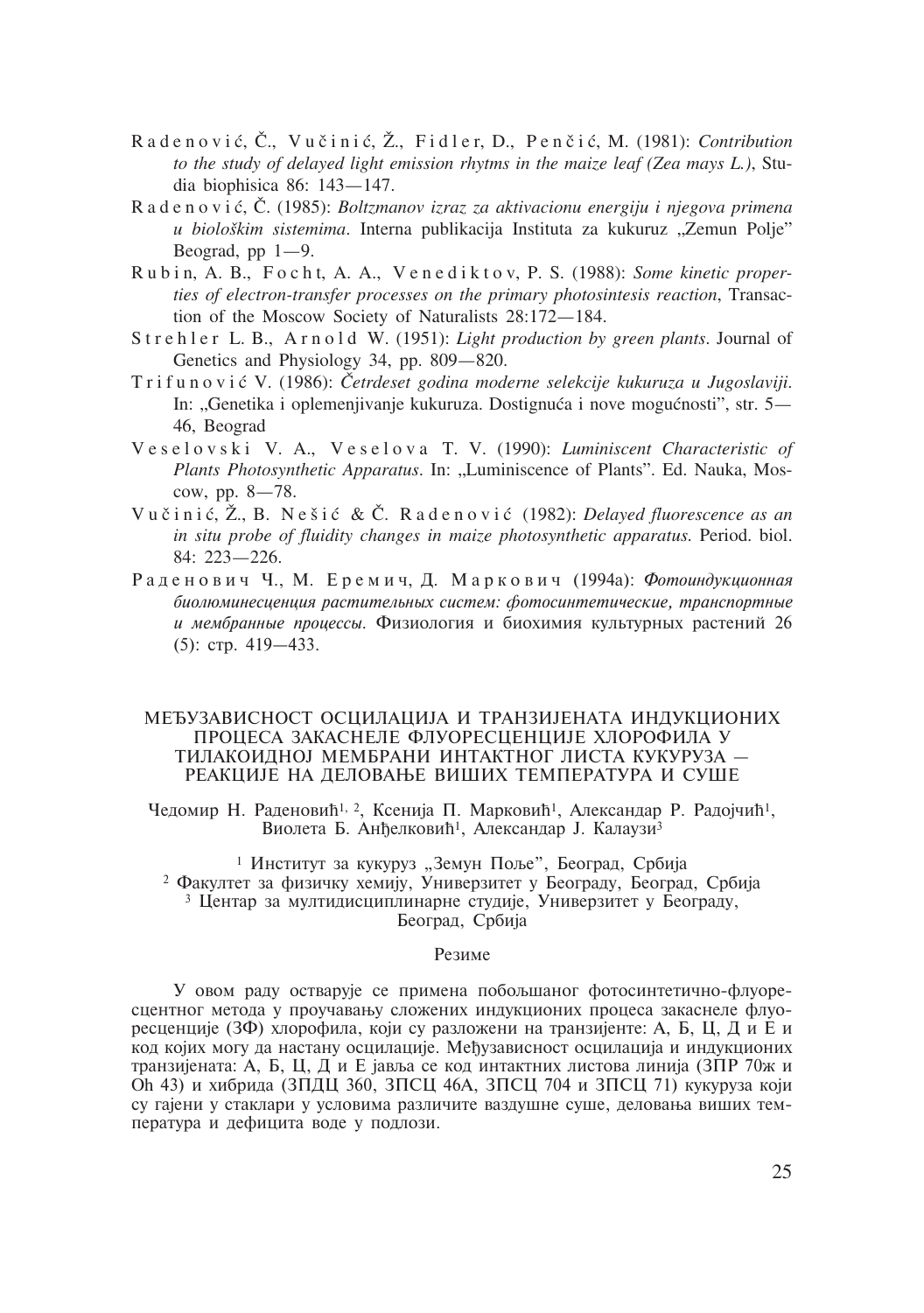Radenović, Č., Vučinić, Ž., Fidler, D., Penčić, M. (1981): *Contribution to the study of delayed light emission rhytms in the maize leaf (Zea mays L.)*, Studia biophisica 86: 143—147.

Radenović, Č. (1985): *Boltzmanov izraz za aktivacionu energiju i njegova primena u biološkim sistemima*. Interna publikacija Instituta za kukuruz „Zemun Polje" Beograd, pp 1—9.

Rubin, A. B., Focht, A. A., Venediktov, P. S. (1988): *Some kinetic properties of electron-transfer processes on the primary photosintesis reaction*, Transaction of the Moscow Society of Naturalists 28:172—184.

Strehler L. B., Arnold W. (1951): *Light production by green plants*. Journal of Genetics and Physiology 34, pp. 809—820.

Trifunović V. (1986): *Četrdeset godina moderne selekcije kukuruza u Jugoslaviji*. In: „Genetika i oplemenjivanje kukuruza. Dostignuća i nove mogućnosti", str. 5—46, Beograd

Veselovski V. A., Veselova T. V. (1990): *Luminiscent Characteristic of Plants Photosynthetic Apparatus*. In: „Luminiscence of Plants". Ed. Nauka, Moscow, pp. 8—78.

Vučinić, Ž., B. Nešić & Č. Radenović (1982): *Delayed fluorescence as an in situ probe of fluidity changes in maize photosynthetic apparatus*. Period. biol. 84: 223—226.

Раденович Ч., М. Еремич, Д. Маркович (1994а): *Фотоиндукционная биолюминесценция растительных систем: фотосинтетические, транспортные и мембранные процессы*. Физиология и биохимия культурных растений 26 (5): стр. 419—433.

## МЕЂУЗАВИСНОСТ ОСЦИЛАЦИЈА И ТРАНЗИЈЕНАТА ИНДУКЦИОНИХ ПРОЦЕСА ЗАКАСНЕЛЕ ФЛУОРЕСЦЕНЦИЈЕ ХЛОРОФИЛА У ТИЛАКОИДНОЈ МЕМБРАНИ ИНТАКТНОГ ЛИСТА КУКУРУЗА — РЕАКЦИЈЕ НА ДЕЛОВАЊЕ ВИШИХ ТЕМПЕРАТУРА И СУШЕ

Чедомир Н. Раденовић[1, 2], Ксенија П. Марковић[1], Александар Р. Радојчић[1], Виолета Б. Анђелковић[1], Александар Ј. Калаузи[3]

[1] Институт за кукуруз „Земун Поље", Београд, Србија
[2] Факултет за физичку хемију, Универзитет у Београду, Београд, Србија
[3] Центар за мултидисциплинарне студије, Универзитет у Београду, Београд, Србија

### Резиме

У овом раду остварује се примена побољшаног фотосинтетично-флуоресцентног метода у проучавању сложених индукционих процеса закаснеле флуоресценције (ЗФ) хлорофила, који су разложени на транзијенте: А, Б, Ц, Д и Е и код којих могу да настану осцилације. Међузависност осцилација и индукционих транзијената: А, Б, Ц, Д и Е јавља се код интактних листова линија (ЗПР 70ж и Oh 43) и хибрида (ЗПДЦ 360, ЗПСЦ 46А, ЗПСЦ 704 и ЗПСЦ 71) кукуруза који су гајени у стаклари у условима различите ваздушне суше, деловања виших температура и дефицита воде у подлози.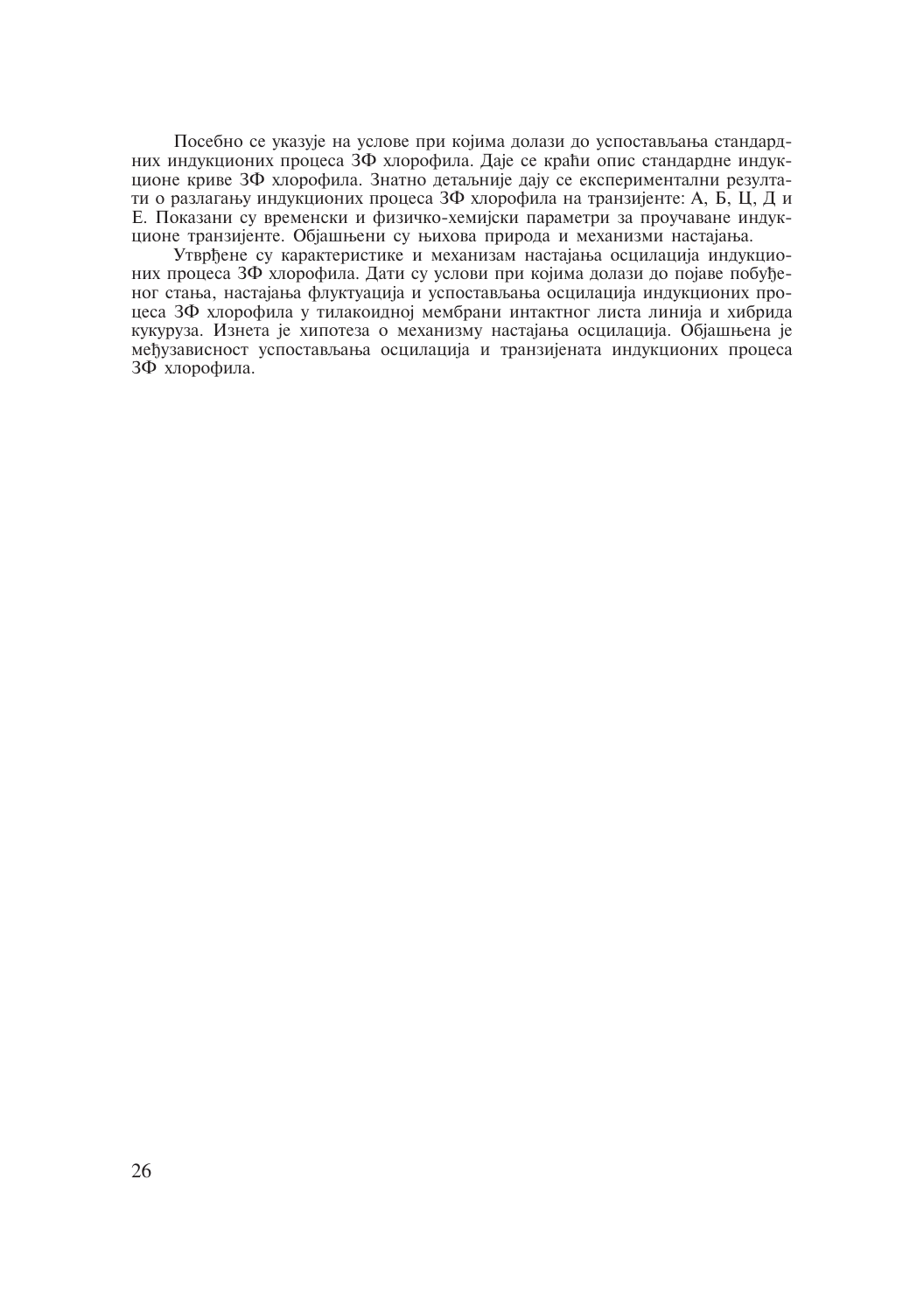Посебно се указује на услове при којима долази до успостављања стандардних индукционих процеса ЗФ хлорофила. Даје се краћи опис стандардне индукционе криве ЗФ хлорофила. Знатно детаљније дају се експериментални резултати о разлагању индукционих процеса ЗФ хлорофила на транзијенте: А, Б, Ц, Д и Е. Показани су временски и физичко-хемијски параметри за проучаване индукционе транзијенте. Објашњени су њихова природа и механизми настајања.

Утврђене су карактеристике и механизам настајања осцилација индукционих процеса ЗФ хлорофила. Дати су услови при којима долази до појаве побуђеног стања, настајања флуктуација и успостављања осцилација индукционих процеса ЗФ хлорофила у тилакоидној мембрани интактног листа линија и хибрида кукуруза. Изнета је хипотеза о механизму настајања осцилација. Објашњена је међузависност успостављања осцилација и транзијената индукционих процеса ЗФ хлорофила.